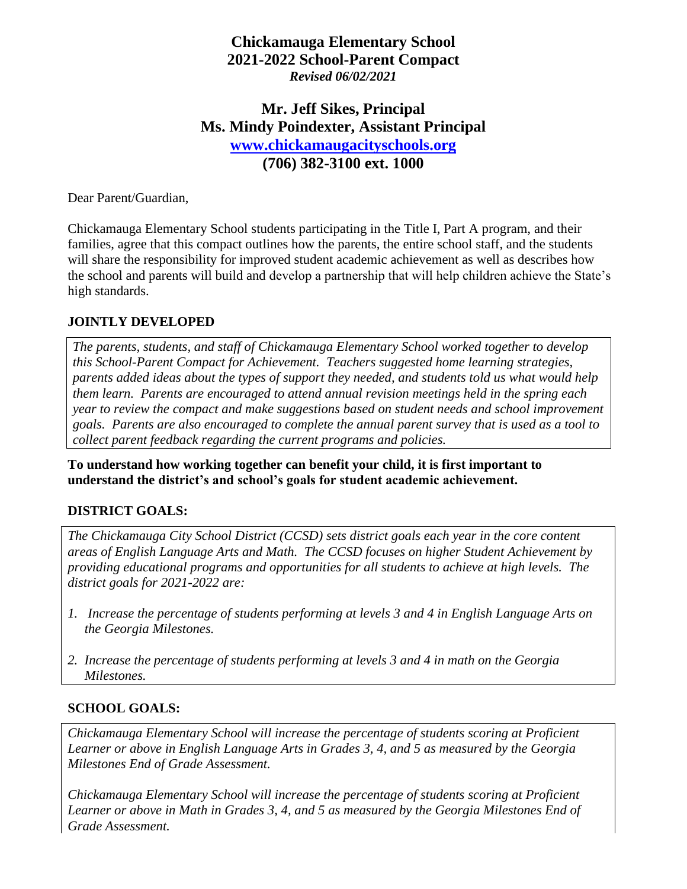# Chickamauga Elementary School
# 2021-2022 School-Parent Compact
*Revised 06/02/2021*

## Mr. Jeff Sikes, Principal
## Ms. Mindy Poindexter, Assistant Principal
## [www.chickamaugacityschools.org](http://www.chickamaugacityschools.org)
## (706) 382-3100 ext. 1000

Dear Parent/Guardian,

Chickamauga Elementary School students participating in the Title I, Part A program, and their families, agree that this compact outlines how the parents, the entire school staff, and the students will share the responsibility for improved student academic achievement as well as describes how the school and parents will build and develop a partnership that will help children achieve the State's high standards.

### JOINTLY DEVELOPED

*The parents, students, and staff of Chickamauga Elementary School worked together to develop this School-Parent Compact for Achievement. Teachers suggested home learning strategies, parents added ideas about the types of support they needed, and students told us what would help them learn. Parents are encouraged to attend annual revision meetings held in the spring each year to review the compact and make suggestions based on student needs and school improvement goals. Parents are also encouraged to complete the annual parent survey that is used as a tool to collect parent feedback regarding the current programs and policies.*

**To understand how working together can benefit your child, it is first important to understand the district's and school's goals for student academic achievement.**

### DISTRICT GOALS:

*The Chickamauga City School District (CCSD) sets district goals each year in the core content areas of English Language Arts and Math. The CCSD focuses on higher Student Achievement by providing educational programs and opportunities for all students to achieve at high levels. The district goals for 2021-2022 are:*

1. *Increase the percentage of students performing at levels 3 and 4 in English Language Arts on the Georgia Milestones.*
2. *Increase the percentage of students performing at levels 3 and 4 in math on the Georgia Milestones.*

### SCHOOL GOALS:

*Chickamauga Elementary School will increase the percentage of students scoring at Proficient Learner or above in English Language Arts in Grades 3, 4, and 5 as measured by the Georgia Milestones End of Grade Assessment.*

*Chickamauga Elementary School will increase the percentage of students scoring at Proficient Learner or above in Math in Grades 3, 4, and 5 as measured by the Georgia Milestones End of Grade Assessment.*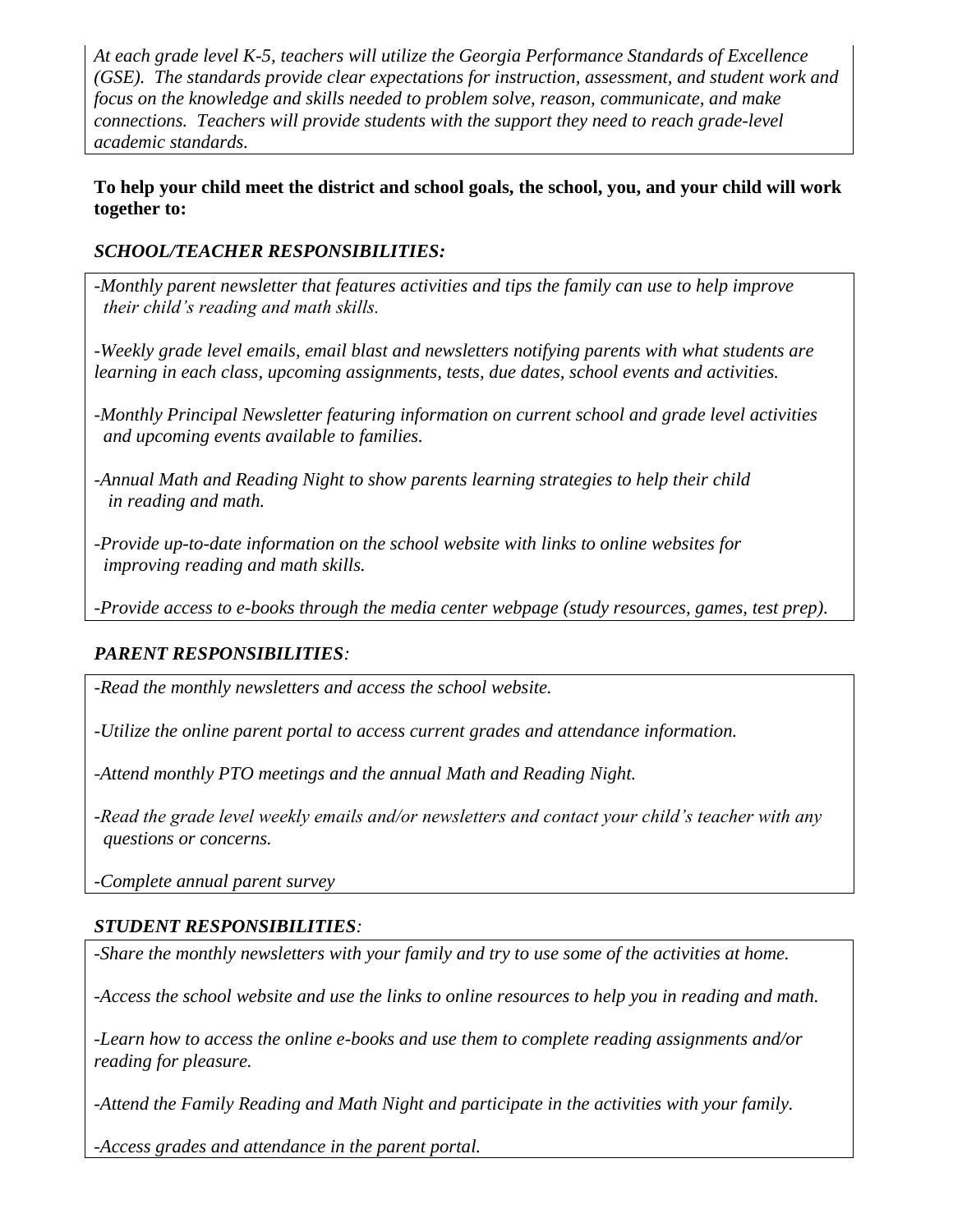*At each grade level K-5, teachers will utilize the Georgia Performance Standards of Excellence (GSE). The standards provide clear expectations for instruction, assessment, and student work and focus on the knowledge and skills needed to problem solve, reason, communicate, and make connections. Teachers will provide students with the support they need to reach grade-level academic standards.*

**To help your child meet the district and school goals, the school, you, and your child will work together to:**

***SCHOOL/TEACHER RESPONSIBILITIES:***

*-Monthly parent newsletter that features activities and tips the family can use to help improve their child's reading and math skills.*

*-Weekly grade level emails, email blast and newsletters notifying parents with what students are learning in each class, upcoming assignments, tests, due dates, school events and activities.*

*-Monthly Principal Newsletter featuring information on current school and grade level activities and upcoming events available to families.*

*-Annual Math and Reading Night to show parents learning strategies to help their child in reading and math.*

*-Provide up-to-date information on the school website with links to online websites for improving reading and math skills.*

*-Provide access to e-books through the media center webpage (study resources, games, test prep).*

***PARENT RESPONSIBILITIES:***

*-Read the monthly newsletters and access the school website.*

*-Utilize the online parent portal to access current grades and attendance information.*

*-Attend monthly PTO meetings and the annual Math and Reading Night.*

*-Read the grade level weekly emails and/or newsletters and contact your child's teacher with any questions or concerns.*

*-Complete annual parent survey*

***STUDENT RESPONSIBILITIES:***

*-Share the monthly newsletters with your family and try to use some of the activities at home.*

*-Access the school website and use the links to online resources to help you in reading and math.*

*-Learn how to access the online e-books and use them to complete reading assignments and/or reading for pleasure.*

*-Attend the Family Reading and Math Night and participate in the activities with your family.*

*-Access grades and attendance in the parent portal.*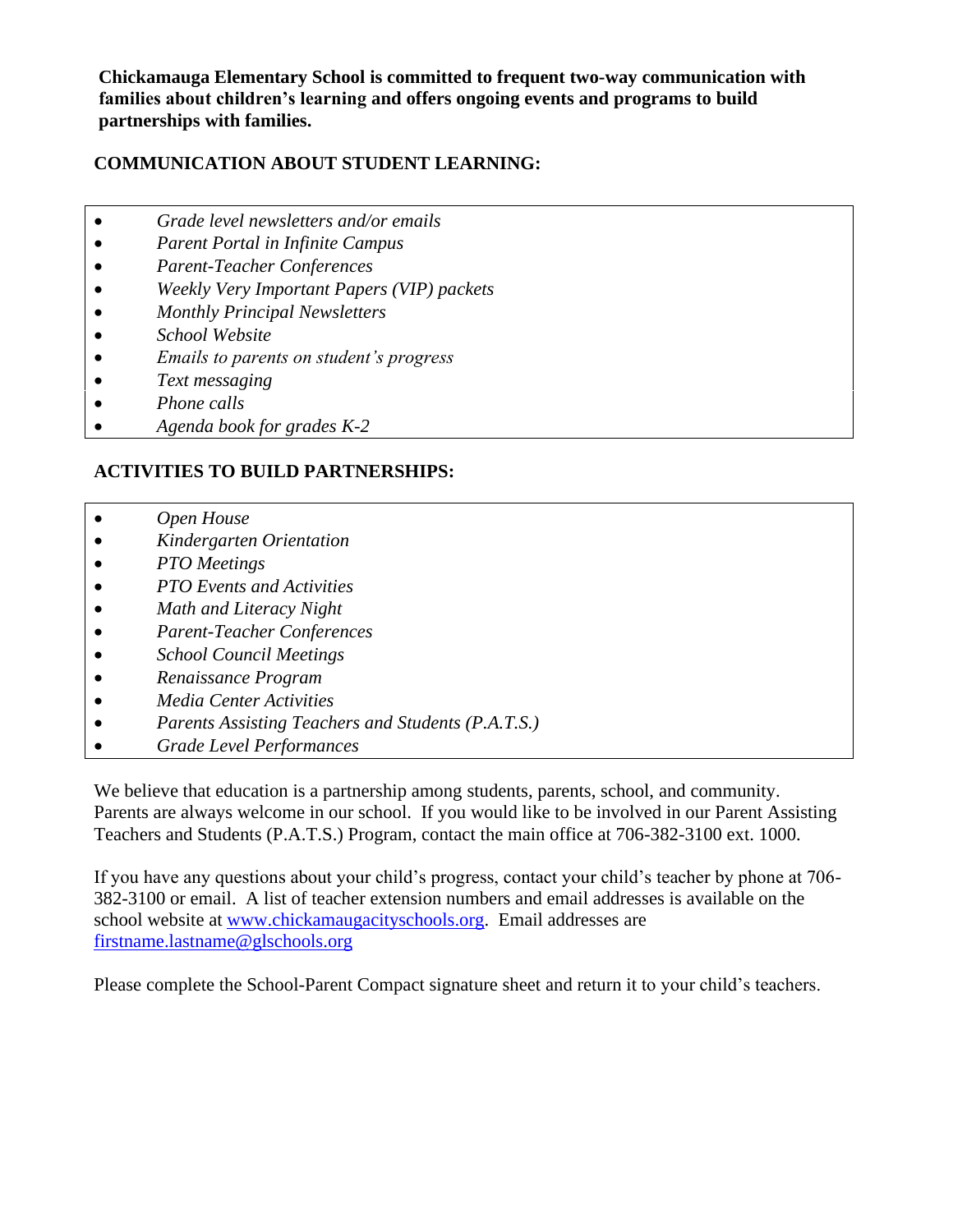**Chickamauga Elementary School is committed to frequent two-way communication with families about children's learning and offers ongoing events and programs to build partnerships with families.**

## COMMUNICATION ABOUT STUDENT LEARNING:

- *Grade level newsletters and/or emails*
- *Parent Portal in Infinite Campus*
- *Parent-Teacher Conferences*
- *Weekly Very Important Papers (VIP) packets*
- *Monthly Principal Newsletters*
- *School Website*
- *Emails to parents on student's progress*
- *Text messaging*
- *Phone calls*
- *Agenda book for grades K-2*

## ACTIVITIES TO BUILD PARTNERSHIPS:

- *Open House*
- *Kindergarten Orientation*
- *PTO Meetings*
- *PTO Events and Activities*
- *Math and Literacy Night*
- *Parent-Teacher Conferences*
- *School Council Meetings*
- *Renaissance Program*
- *Media Center Activities*
- *Parents Assisting Teachers and Students (P.A.T.S.)*
- *Grade Level Performances*

We believe that education is a partnership among students, parents, school, and community. Parents are always welcome in our school. If you would like to be involved in our Parent Assisting Teachers and Students (P.A.T.S.) Program, contact the main office at 706-382-3100 ext. 1000.

If you have any questions about your child's progress, contact your child's teacher by phone at 706-382-3100 or email. A list of teacher extension numbers and email addresses is available on the school website at [www.chickamaugacityschools.org](http://www.chickamaugacityschools.org). Email addresses are [firstname.lastname@glschools.org](mailto:firstname.lastname@glschools.org)

Please complete the School-Parent Compact signature sheet and return it to your child's teachers.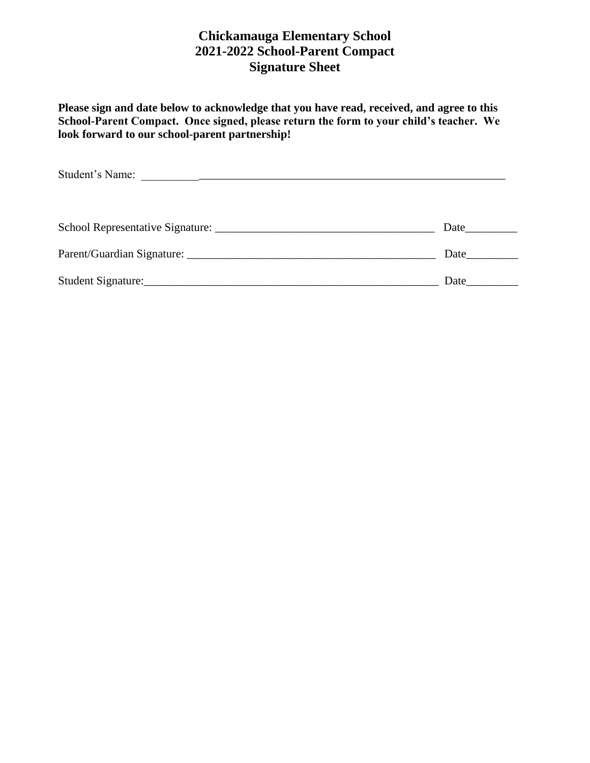# Chickamauga Elementary School
## 2021-2022 School-Parent Compact
## Signature Sheet

**Please sign and date below to acknowledge that you have read, received, and agree to this School-Parent Compact. Once signed, please return the form to your child's teacher. We look forward to our school-parent partnership!**

Student's Name: ___________________________________________________________________

School Representative Signature: ________________________________________ Date_________

Parent/Guardian Signature: ____________________________________________ Date_________

Student Signature:______________________________________________________ Date_________